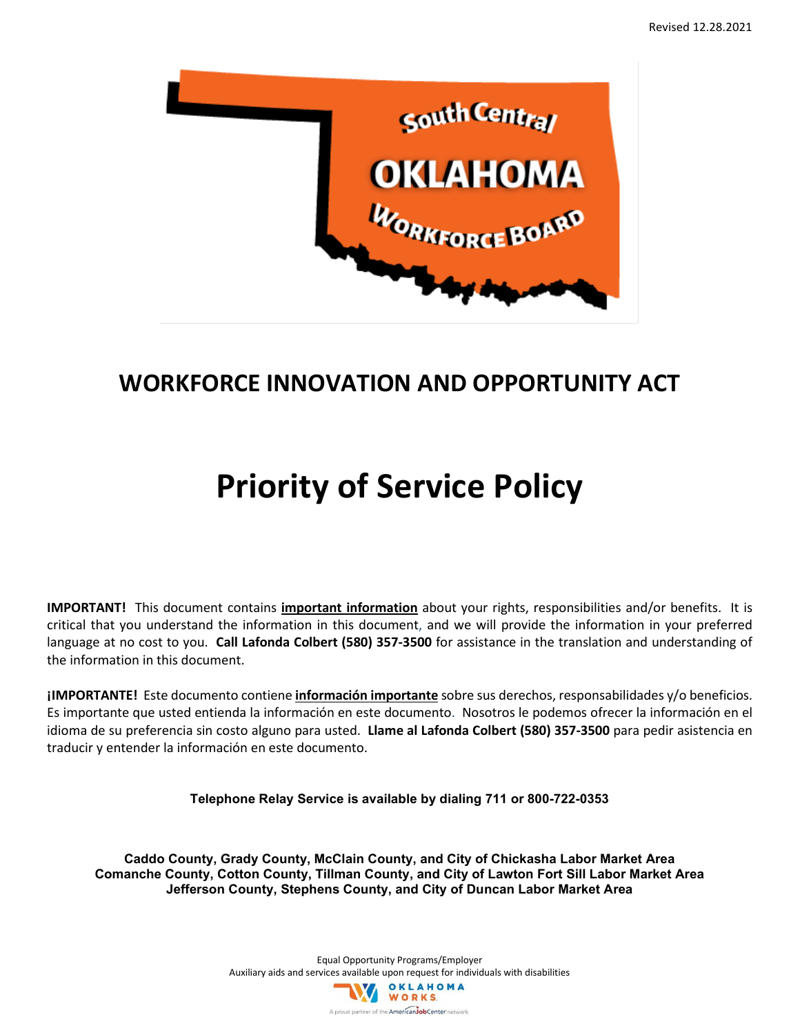Revised 12.28.2021

South Central OKLAHOMA Workforce Board

# WORKFORCE INNOVATION AND OPPORTUNITY ACT

# Priority of Service Policy

**IMPORTANT!** This document contains **important information** about your rights, responsibilities and/or benefits. It is critical that you understand the information in this document, and we will provide the information in your preferred language at no cost to you. **Call Lafonda Colbert (580) 357-3500** for assistance in the translation and understanding of the information in this document.

**¡IMPORTANTE!** Este documento contiene **información importante** sobre sus derechos, responsabilidades y/o beneficios. Es importante que usted entienda la información en este documento. Nosotros le podemos ofrecer la información en el idioma de su preferencia sin costo alguno para usted. **Llame al Lafonda Colbert (580) 357-3500** para pedir asistencia en traducir y entender la información en este documento.

**Telephone Relay Service is available by dialing 711 or 800-722-0353**

**Caddo County, Grady County, McClain County, and City of Chickasha Labor Market Area**
**Comanche County, Cotton County, Tillman County, and City of Lawton Fort Sill Labor Market Area**
**Jefferson County, Stephens County, and City of Duncan Labor Market Area**

Equal Opportunity Programs/Employer
Auxiliary aids and services available upon request for individuals with disabilities

OKLAHOMA WORKS
A proud partner of the AmericanJobCenter network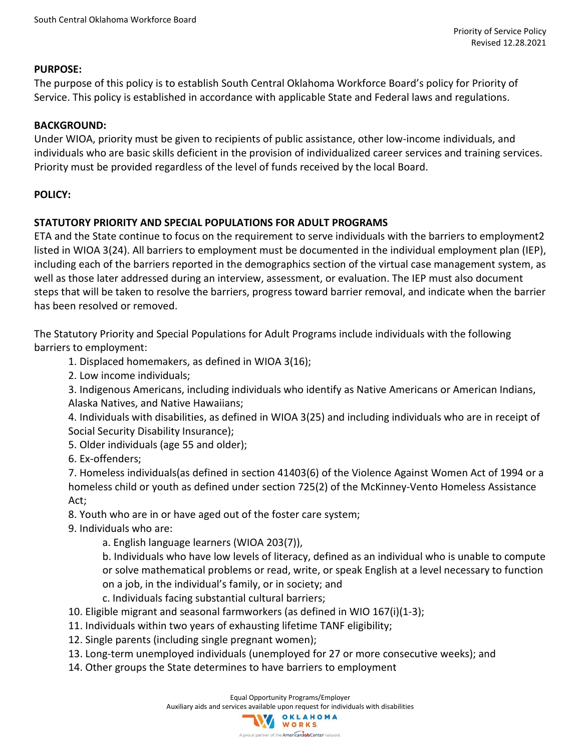**PURPOSE:**

The purpose of this policy is to establish South Central Oklahoma Workforce Board's policy for Priority of Service. This policy is established in accordance with applicable State and Federal laws and regulations.

**BACKGROUND:**

Under WIOA, priority must be given to recipients of public assistance, other low-income individuals, and individuals who are basic skills deficient in the provision of individualized career services and training services. Priority must be provided regardless of the level of funds received by the local Board.

**POLICY:**

**STATUTORY PRIORITY AND SPECIAL POPULATIONS FOR ADULT PROGRAMS**

ETA and the State continue to focus on the requirement to serve individuals with the barriers to employment2 listed in WIOA 3(24). All barriers to employment must be documented in the individual employment plan (IEP), including each of the barriers reported in the demographics section of the virtual case management system, as well as those later addressed during an interview, assessment, or evaluation. The IEP must also document steps that will be taken to resolve the barriers, progress toward barrier removal, and indicate when the barrier has been resolved or removed.

The Statutory Priority and Special Populations for Adult Programs include individuals with the following barriers to employment:

1. Displaced homemakers, as defined in WIOA 3(16);
2. Low income individuals;
3. Indigenous Americans, including individuals who identify as Native Americans or American Indians, Alaska Natives, and Native Hawaiians;
4. Individuals with disabilities, as defined in WIOA 3(25) and including individuals who are in receipt of Social Security Disability Insurance);
5. Older individuals (age 55 and older);
6. Ex-offenders;
7. Homeless individuals(as defined in section 41403(6) of the Violence Against Women Act of 1994 or a homeless child or youth as defined under section 725(2) of the McKinney-Vento Homeless Assistance Act;
8. Youth who are in or have aged out of the foster care system;
9. Individuals who are:
    a. English language learners (WIOA 203(7)),
    b. Individuals who have low levels of literacy, defined as an individual who is unable to compute or solve mathematical problems or read, write, or speak English at a level necessary to function on a job, in the individual's family, or in society; and
    c. Individuals facing substantial cultural barriers;
10. Eligible migrant and seasonal farmworkers (as defined in WIO 167(i)(1-3);
11. Individuals within two years of exhausting lifetime TANF eligibility;
12. Single parents (including single pregnant women);
13. Long-term unemployed individuals (unemployed for 27 or more consecutive weeks); and
14. Other groups the State determines to have barriers to employment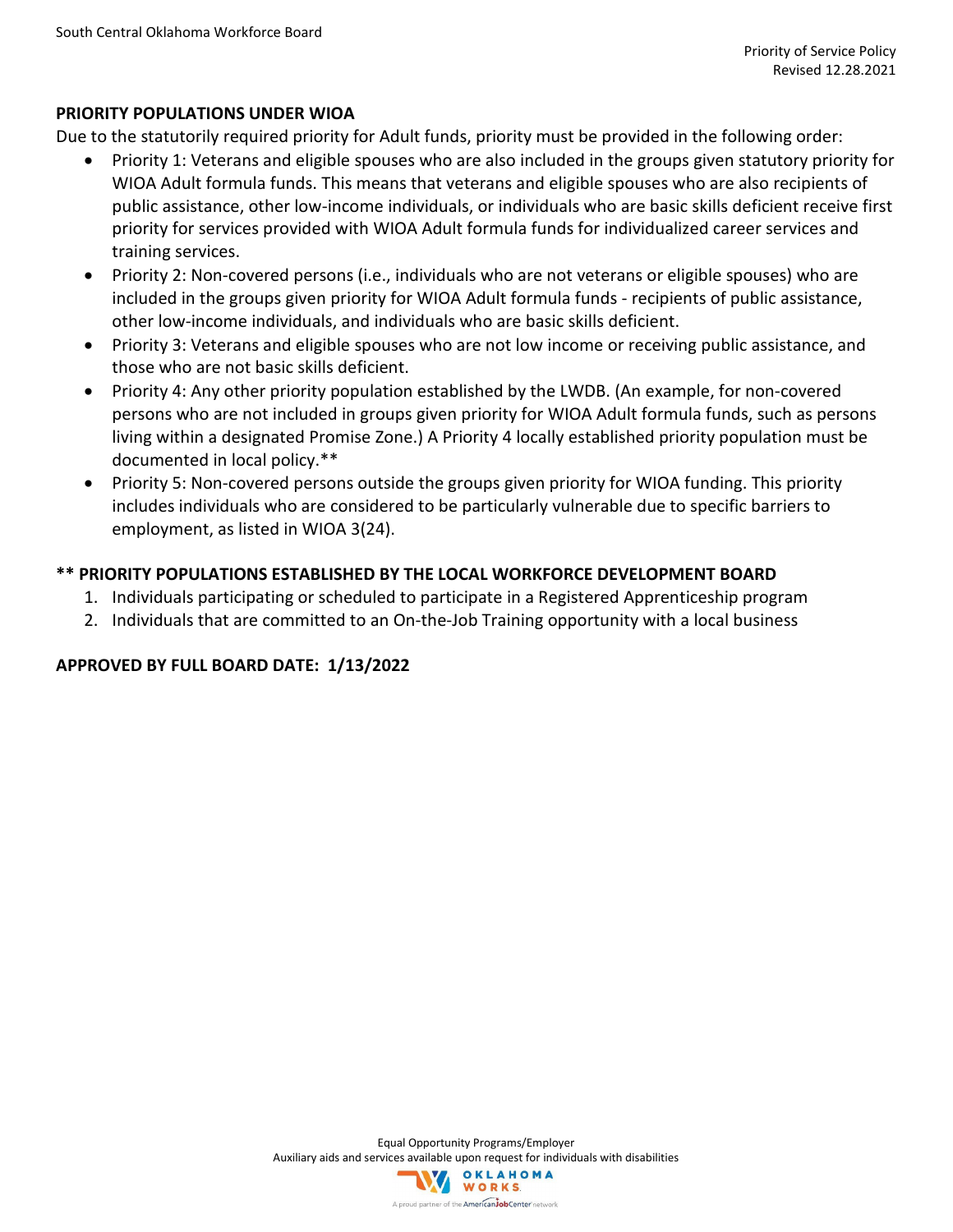## PRIORITY POPULATIONS UNDER WIOA

Due to the statutorily required priority for Adult funds, priority must be provided in the following order:

- Priority 1: Veterans and eligible spouses who are also included in the groups given statutory priority for WIOA Adult formula funds. This means that veterans and eligible spouses who are also recipients of public assistance, other low-income individuals, or individuals who are basic skills deficient receive first priority for services provided with WIOA Adult formula funds for individualized career services and training services.
- Priority 2: Non-covered persons (i.e., individuals who are not veterans or eligible spouses) who are included in the groups given priority for WIOA Adult formula funds - recipients of public assistance, other low-income individuals, and individuals who are basic skills deficient.
- Priority 3: Veterans and eligible spouses who are not low income or receiving public assistance, and those who are not basic skills deficient.
- Priority 4: Any other priority population established by the LWDB. (An example, for non-covered persons who are not included in groups given priority for WIOA Adult formula funds, such as persons living within a designated Promise Zone.) A Priority 4 locally established priority population must be documented in local policy.**
- Priority 5: Non-covered persons outside the groups given priority for WIOA funding. This priority includes individuals who are considered to be particularly vulnerable due to specific barriers to employment, as listed in WIOA 3(24).

## ** PRIORITY POPULATIONS ESTABLISHED BY THE LOCAL WORKFORCE DEVELOPMENT BOARD

1. Individuals participating or scheduled to participate in a Registered Apprenticeship program
2. Individuals that are committed to an On-the-Job Training opportunity with a local business

**APPROVED BY FULL BOARD DATE: 1/13/2022**